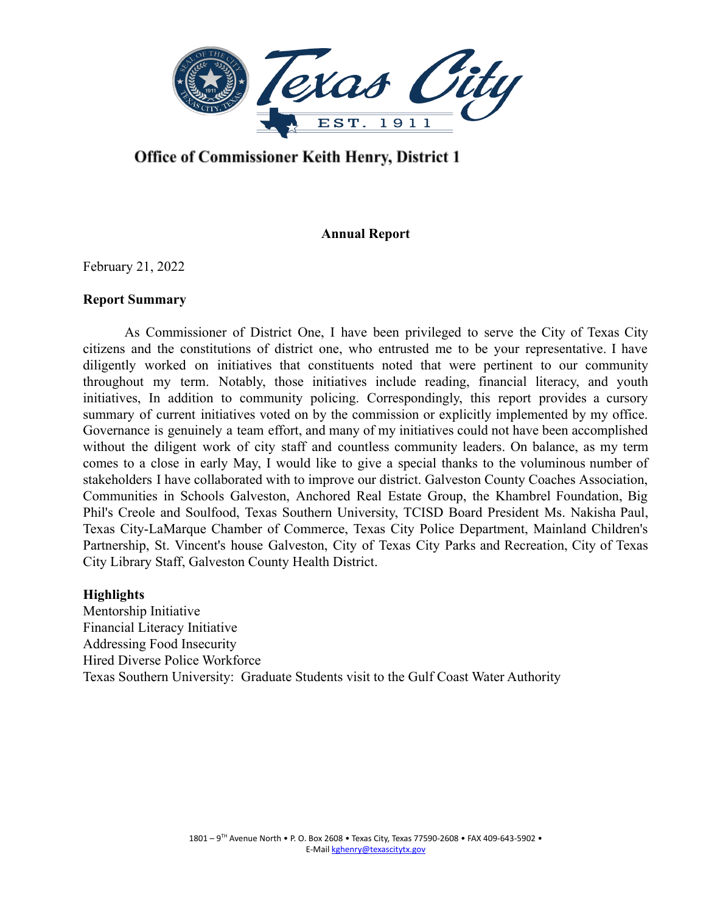Texas City

EST. 1911

## Office of Commissioner Keith Henry, District 1

# Annual Report

February 21, 2022

**Report Summary**

As Commissioner of District One, I have been privileged to serve the City of Texas City citizens and the constitutions of district one, who entrusted me to be your representative. I have diligently worked on initiatives that constituents noted that were pertinent to our community throughout my term. Notably, those initiatives include reading, financial literacy, and youth initiatives, In addition to community policing. Correspondingly, this report provides a cursory summary of current initiatives voted on by the commission or explicitly implemented by my office. Governance is genuinely a team effort, and many of my initiatives could not have been accomplished without the diligent work of city staff and countless community leaders. On balance, as my term comes to a close in early May, I would like to give a special thanks to the voluminous number of stakeholders I have collaborated with to improve our district. Galveston County Coaches Association, Communities in Schools Galveston, Anchored Real Estate Group, the Khambrel Foundation, Big Phil's Creole and Soulfood, Texas Southern University, TCISD Board President Ms. Nakisha Paul, Texas City-LaMarque Chamber of Commerce, Texas City Police Department, Mainland Children's Partnership, St. Vincent's house Galveston, City of Texas City Parks and Recreation, City of Texas City Library Staff, Galveston County Health District.

**Highlights**

Mentorship Initiative  
Financial Literacy Initiative  
Addressing Food Insecurity  
Hired Diverse Police Workforce  
Texas Southern University: Graduate Students visit to the Gulf Coast Water Authority

1801 – 9TH Avenue North • P. O. Box 2608 • Texas City, Texas 77590-2608 • FAX 409-643-5902 •  
E-Mail kghenry@texascitytx.gov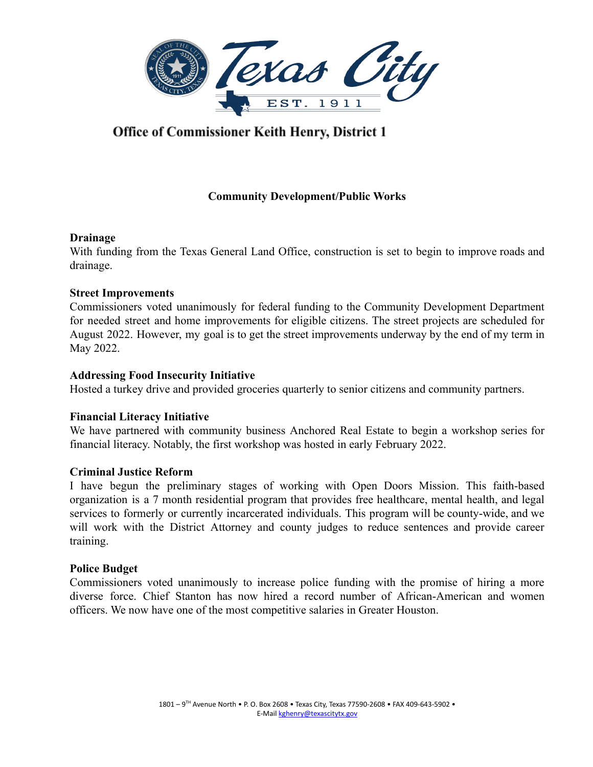Office of Commissioner Keith Henry, District 1

## Community Development/Public Works

**Drainage**
With funding from the Texas General Land Office, construction is set to begin to improve roads and drainage.

**Street Improvements**
Commissioners voted unanimously for federal funding to the Community Development Department for needed street and home improvements for eligible citizens. The street projects are scheduled for August 2022. However, my goal is to get the street improvements underway by the end of my term in May 2022.

**Addressing Food Insecurity Initiative**
Hosted a turkey drive and provided groceries quarterly to senior citizens and community partners.

**Financial Literacy Initiative**
We have partnered with community business Anchored Real Estate to begin a workshop series for financial literacy. Notably, the first workshop was hosted in early February 2022.

**Criminal Justice Reform**
I have begun the preliminary stages of working with Open Doors Mission. This faith-based organization is a 7 month residential program that provides free healthcare, mental health, and legal services to formerly or currently incarcerated individuals. This program will be county-wide, and we will work with the District Attorney and county judges to reduce sentences and provide career training.

**Police Budget**
Commissioners voted unanimously to increase police funding with the promise of hiring a more diverse force. Chief Stanton has now hired a record number of African-American and women officers. We now have one of the most competitive salaries in Greater Houston.

1801 – 9TH Avenue North • P. O. Box 2608 • Texas City, Texas 77590-2608 • FAX 409-643-5902 •
E-Mail kghenry@texascitytx.gov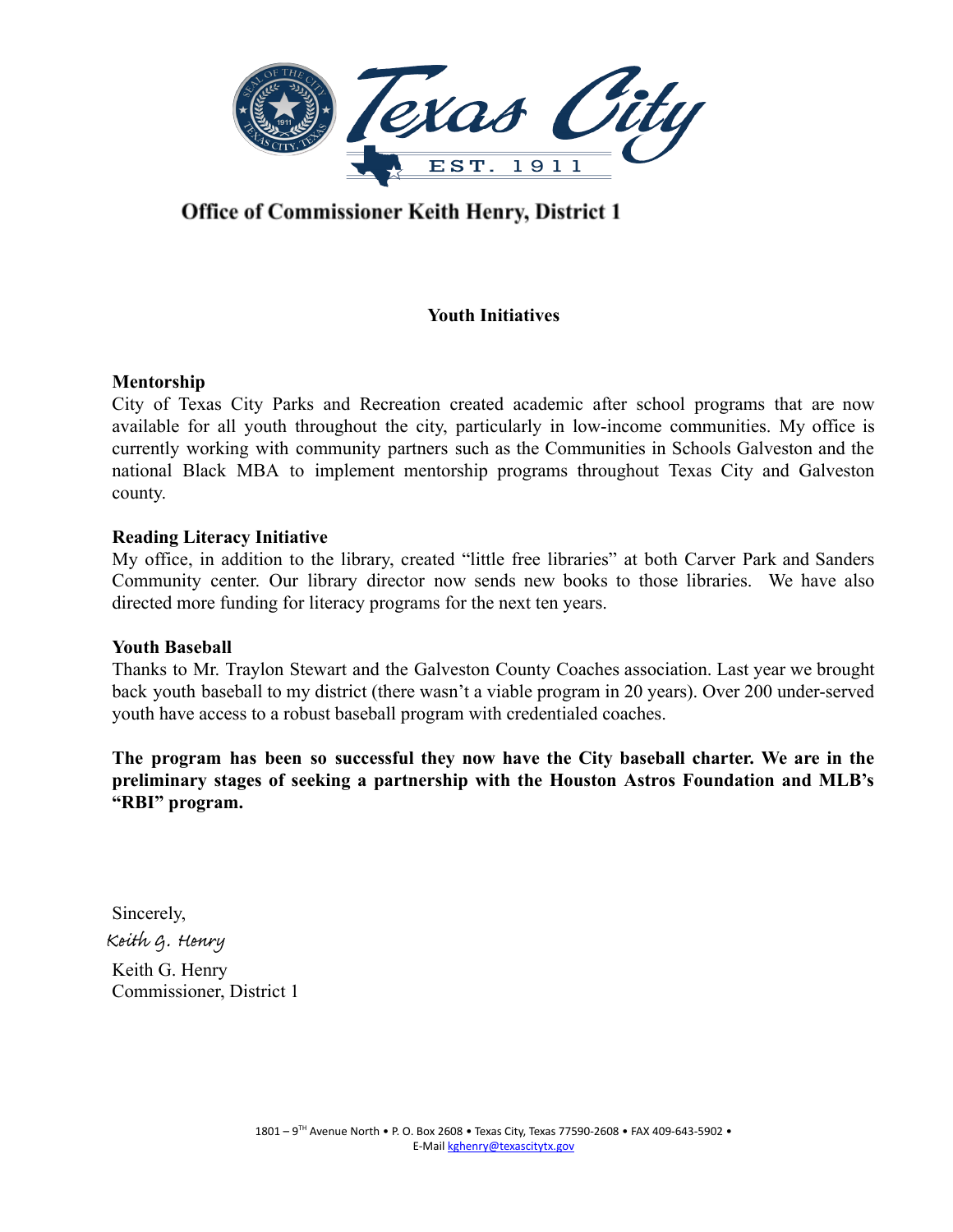Office of Commissioner Keith Henry, District 1

## Youth Initiatives

**Mentorship**
City of Texas City Parks and Recreation created academic after school programs that are now available for all youth throughout the city, particularly in low-income communities. My office is currently working with community partners such as the Communities in Schools Galveston and the national Black MBA to implement mentorship programs throughout Texas City and Galveston county.

**Reading Literacy Initiative**
My office, in addition to the library, created "little free libraries" at both Carver Park and Sanders Community center. Our library director now sends new books to those libraries. We have also directed more funding for literacy programs for the next ten years.

**Youth Baseball**
Thanks to Mr. Traylon Stewart and the Galveston County Coaches association. Last year we brought back youth baseball to my district (there wasn't a viable program in 20 years). Over 200 under-served youth have access to a robust baseball program with credentialed coaches.

**The program has been so successful they now have the City baseball charter. We are in the preliminary stages of seeking a partnership with the Houston Astros Foundation and MLB's "RBI" program.**

Sincerely,

*Keith G. Henry*

Keith G. Henry
Commissioner, District 1

1801 – 9[TH] Avenue North • P. O. Box 2608 • Texas City, Texas 77590-2608 • FAX 409-643-5902 •
E-Mail kghenry@texascitytx.gov